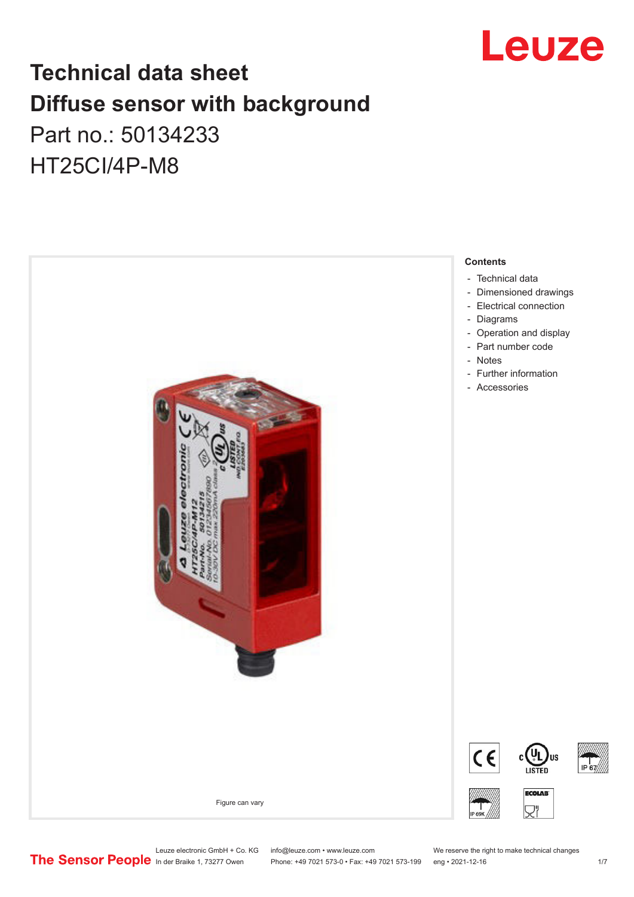# Technical data sheet
# Diffuse sensor with background

Part no.: 50134233

HT25CI/4P-M8

Figure can vary

**Contents**

- Technical data
- Dimensioned drawings
- Electrical connection
- Diagrams
- Operation and display
- Part number code
- Notes
- Further information
- Accessories

Leuze electronic GmbH + Co. KG
In der Braike 1, 73277 Owen

info@leuze.com • www.leuze.com
Phone: +49 7021 573-0 • Fax: +49 7021 573-199

We reserve the right to make technical changes
eng • 2021-12-16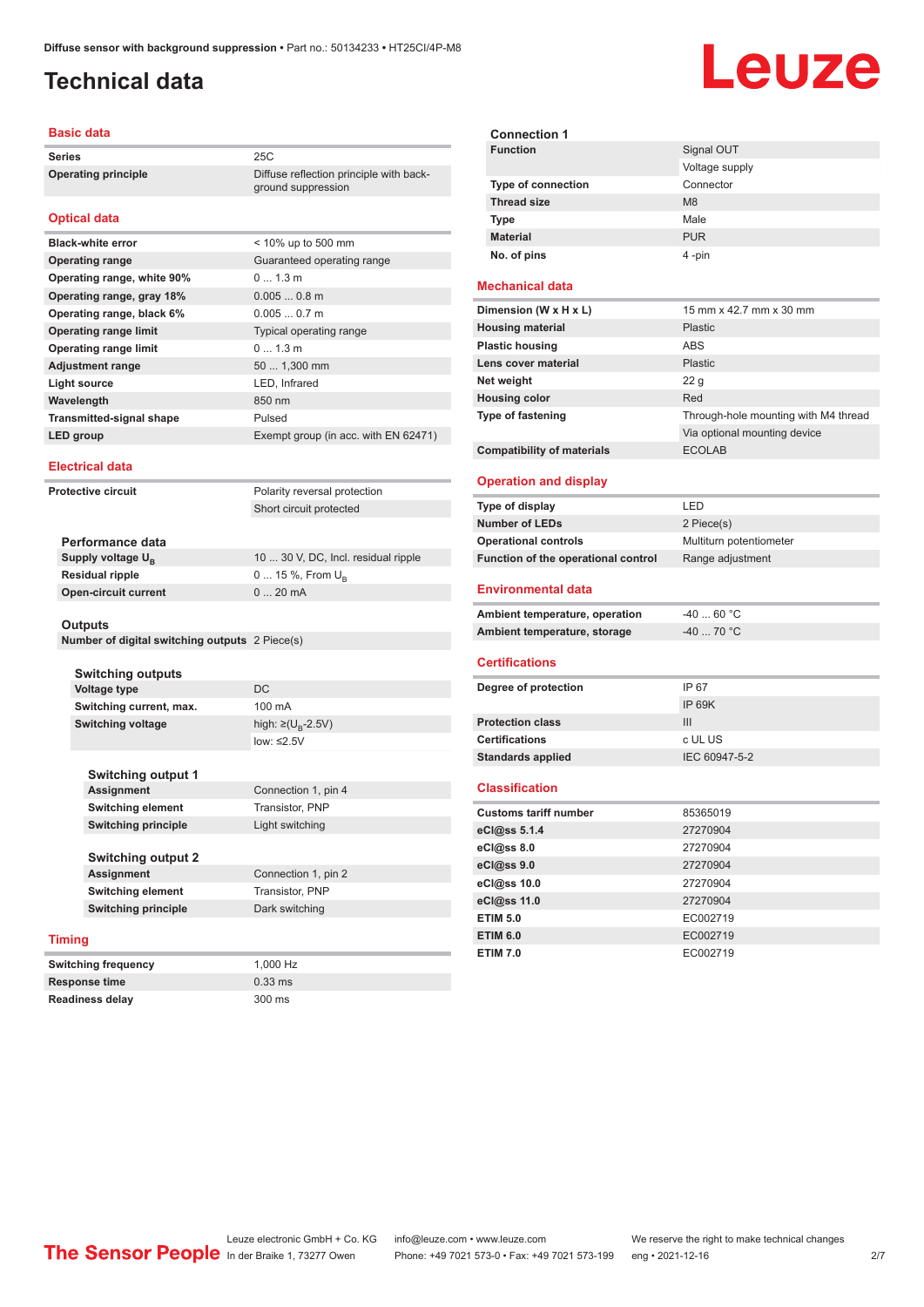Diffuse sensor with background suppression • Part no.: 50134233 • HT25CI/4P-M8

# Technical data

## Basic data

| | |
|---|---|
| **Series** | 25C |
| **Operating principle** | Diffuse reflection principle with background suppression |

## Optical data

| | |
|---|---|
| **Black-white error** | < 10% up to 500 mm |
| **Operating range** | Guaranteed operating range |
| **Operating range, white 90%** | 0 ... 1.3 m |
| **Operating range, gray 18%** | 0.005 ... 0.8 m |
| **Operating range, black 6%** | 0.005 ... 0.7 m |
| **Operating range limit** | Typical operating range |
| **Operating range limit** | 0 ... 1.3 m |
| **Adjustment range** | 50 ... 1,300 mm |
| **Light source** | LED, Infrared |
| **Wavelength** | 850 nm |
| **Transmitted-signal shape** | Pulsed |
| **LED group** | Exempt group (in acc. with EN 62471) |

## Electrical data

| | |
|---|---|
| **Protective circuit** | Polarity reversal protection |
| | Short circuit protected |

### Performance data

| | |
|---|---|
| **Supply voltage $U_B$** | 10 ... 30 V, DC, Incl. residual ripple |
| **Residual ripple** | 0 ... 15 %, From $U_B$ |
| **Open-circuit current** | 0 ... 20 mA |

### Outputs

| | |
|---|---|
| **Number of digital switching outputs** | 2 Piece(s) |

#### Switching outputs

| | |
|---|---|
| **Voltage type** | DC |
| **Switching current, max.** | 100 mA |
| **Switching voltage** | high: ≥($U_B$-2.5V) |
| | low: ≤2.5V |

#### Switching output 1

| | |
|---|---|
| **Assignment** | Connection 1, pin 4 |
| **Switching element** | Transistor, PNP |
| **Switching principle** | Light switching |

#### Switching output 2

| | |
|---|---|
| **Assignment** | Connection 1, pin 2 |
| **Switching element** | Transistor, PNP |
| **Switching principle** | Dark switching |

## Timing

| | |
|---|---|
| **Switching frequency** | 1,000 Hz |
| **Response time** | 0.33 ms |
| **Readiness delay** | 300 ms |

### Connection 1

| | |
|---|---|
| **Function** | Signal OUT |
| | Voltage supply |
| **Type of connection** | Connector |
| **Thread size** | M8 |
| **Type** | Male |
| **Material** | PUR |
| **No. of pins** | 4 -pin |

## Mechanical data

| | |
|---|---|
| **Dimension (W x H x L)** | 15 mm x 42.7 mm x 30 mm |
| **Housing material** | Plastic |
| **Plastic housing** | ABS |
| **Lens cover material** | Plastic |
| **Net weight** | 22 g |
| **Housing color** | Red |
| **Type of fastening** | Through-hole mounting with M4 thread |
| | Via optional mounting device |
| **Compatibility of materials** | ECOLAB |

## Operation and display

| | |
|---|---|
| **Type of display** | LED |
| **Number of LEDs** | 2 Piece(s) |
| **Operational controls** | Multiturn potentiometer |
| **Function of the operational control** | Range adjustment |

## Environmental data

| | |
|---|---|
| **Ambient temperature, operation** | -40 ... 60 °C |
| **Ambient temperature, storage** | -40 ... 70 °C |

## Certifications

| | |
|---|---|
| **Degree of protection** | IP 67 |
| | IP 69K |
| **Protection class** | III |
| **Certifications** | c UL US |
| **Standards applied** | IEC 60947-5-2 |

## Classification

| | |
|---|---|
| **Customs tariff number** | 85365019 |
| **eCl@ss 5.1.4** | 27270904 |
| **eCl@ss 8.0** | 27270904 |
| **eCl@ss 9.0** | 27270904 |
| **eCl@ss 10.0** | 27270904 |
| **eCl@ss 11.0** | 27270904 |
| **ETIM 5.0** | EC002719 |
| **ETIM 6.0** | EC002719 |
| **ETIM 7.0** | EC002719 |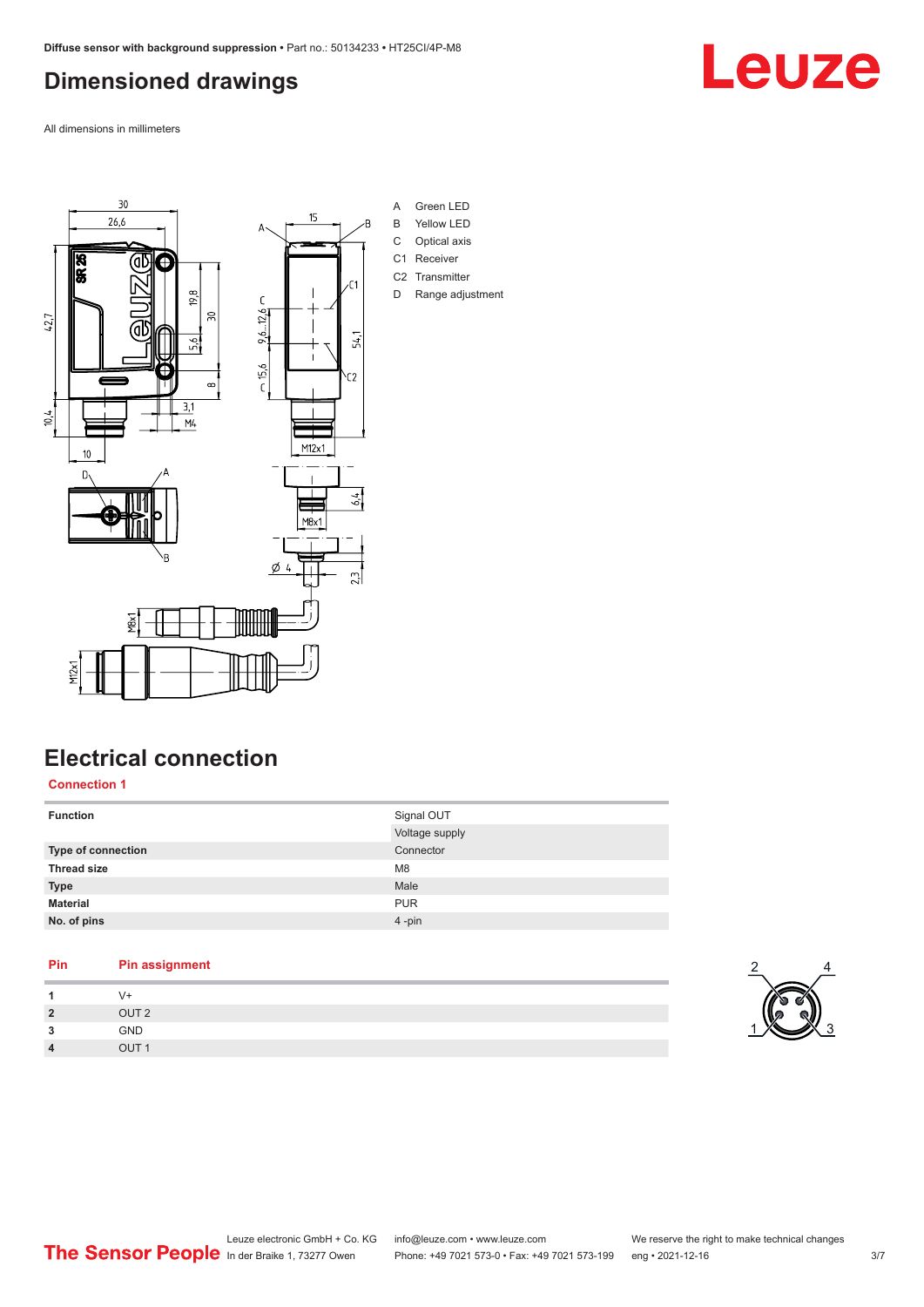# Dimensioned drawings

All dimensions in millimeters

A Green LED
B Yellow LED
C Optical axis
C1 Receiver
C2 Transmitter
D Range adjustment

# Electrical connection

## Connection 1

| Function | Signal OUT |
|---|---|
| | Voltage supply |
| Type of connection | Connector |
| Thread size | M8 |
| Type | Male |
| Material | PUR |
| No. of pins | 4 -pin |

| Pin | Pin assignment |
|---|---|
| 1 | V+ |
| 2 | OUT 2 |
| 3 | GND |
| 4 | OUT 1 |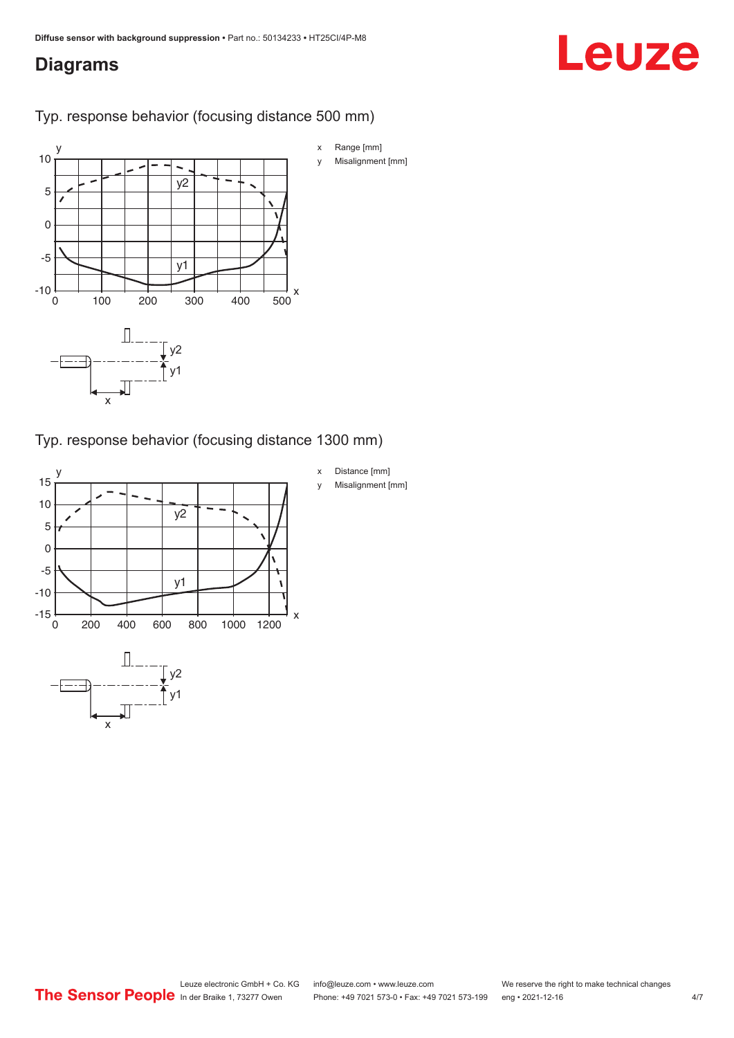## Diagrams

### Typ. response behavior (focusing distance 500 mm)

x Range [mm]

y Misalignment [mm]

### Typ. response behavior (focusing distance 1300 mm)

x Distance [mm]

y Misalignment [mm]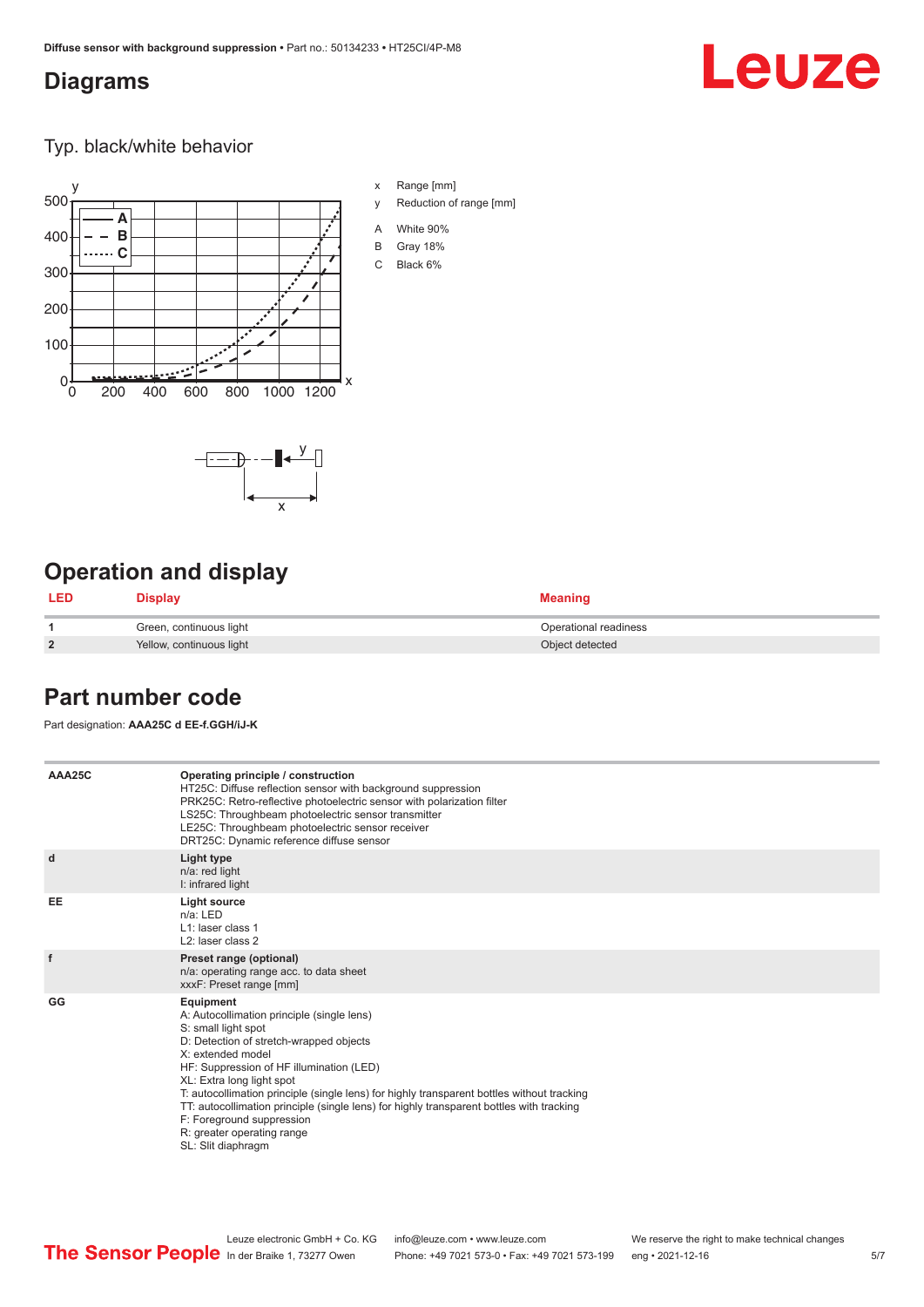## Diagrams

### Typ. black/white behavior

x Range [mm]

y Reduction of range [mm]

A White 90%

B Gray 18%

C Black 6%

## Operation and display

| LED | Display | Meaning |
|---|---|---|
| 1 | Green, continuous light | Operational readiness |
| 2 | Yellow, continuous light | Object detected |

## Part number code

Part designation: **AAA25C d EE-f.GGH/iJ-K**

| | |
|---|---|
| AAA25C | **Operating principle / construction**<br>HT25C: Diffuse reflection sensor with background suppression<br>PRK25C: Retro-reflective photoelectric sensor with polarization filter<br>LS25C: Throughbeam photoelectric sensor transmitter<br>LE25C: Throughbeam photoelectric sensor receiver<br>DRT25C: Dynamic reference diffuse sensor |
| d | **Light type**<br>n/a: red light<br>I: infrared light |
| EE | **Light source**<br>n/a: LED<br>L1: laser class 1<br>L2: laser class 2 |
| f | **Preset range (optional)**<br>n/a: operating range acc. to data sheet<br>xxxF: Preset range [mm] |
| GG | **Equipment**<br>A: Autocollimation principle (single lens)<br>S: small light spot<br>D: Detection of stretch-wrapped objects<br>X: extended model<br>HF: Suppression of HF illumination (LED)<br>XL: Extra long light spot<br>T: autocollimation principle (single lens) for highly transparent bottles without tracking<br>TT: autocollimation principle (single lens) for highly transparent bottles with tracking<br>F: Foreground suppression<br>R: greater operating range<br>SL: Slit diaphragm |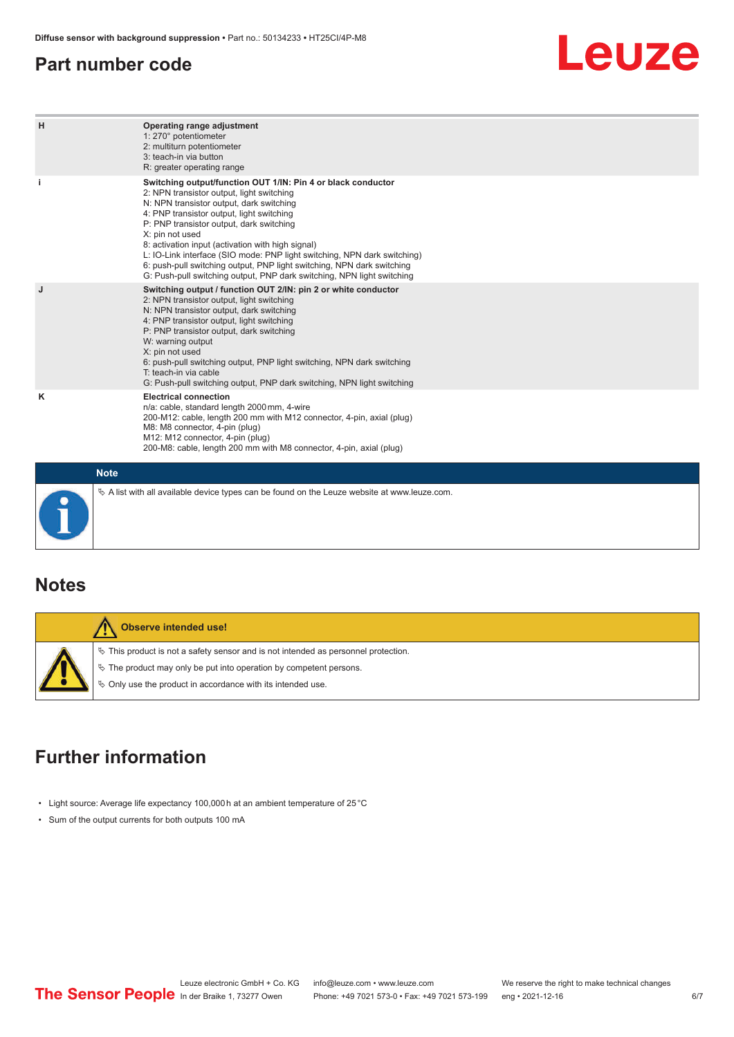## Part number code

| | |
|---|---|
| H | **Operating range adjustment**<br>1: 270° potentiometer<br>2: multiturn potentiometer<br>3: teach-in via button<br>R: greater operating range |
| i | **Switching output/function OUT 1/IN: Pin 4 or black conductor**<br>2: NPN transistor output, light switching<br>N: NPN transistor output, dark switching<br>4: PNP transistor output, light switching<br>P: PNP transistor output, dark switching<br>X: pin not used<br>8: activation input (activation with high signal)<br>L: IO-Link interface (SIO mode: PNP light switching, NPN dark switching)<br>6: push-pull switching output, PNP light switching, NPN dark switching<br>G: Push-pull switching output, PNP dark switching, NPN light switching |
| J | **Switching output / function OUT 2/IN: pin 2 or white conductor**<br>2: NPN transistor output, light switching<br>N: NPN transistor output, dark switching<br>4: PNP transistor output, light switching<br>P: PNP transistor output, dark switching<br>W: warning output<br>X: pin not used<br>6: push-pull switching output, PNP light switching, NPN dark switching<br>T: teach-in via cable<br>G: Push-pull switching output, PNP dark switching, NPN light switching |
| K | **Electrical connection**<br>n/a: cable, standard length 2000 mm, 4-wire<br>200-M12: cable, length 200 mm with M12 connector, 4-pin, axial (plug)<br>M8: M8 connector, 4-pin (plug)<br>M12: M12 connector, 4-pin (plug)<br>200-M8: cable, length 200 mm with M8 connector, 4-pin, axial (plug) |

**Note**

- A list with all available device types can be found on the Leuze website at www.leuze.com.

## Notes

**Observe intended use!**

- This product is not a safety sensor and is not intended as personnel protection.
- The product may only be put into operation by competent persons.
- Only use the product in accordance with its intended use.

## Further information

- Light source: Average life expectancy 100,000 h at an ambient temperature of 25 °C
- Sum of the output currents for both outputs 100 mA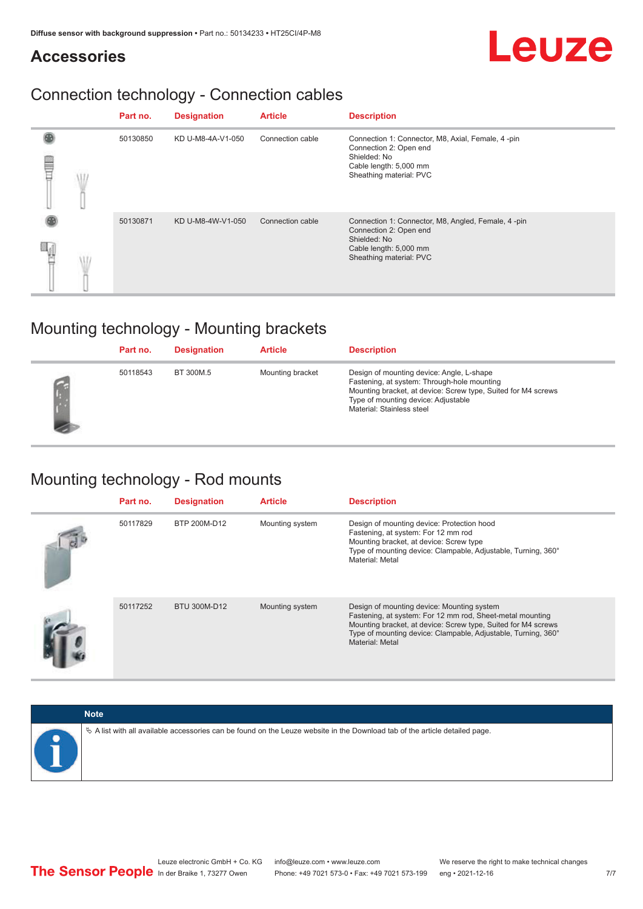## Accessories

### Connection technology - Connection cables

| | Part no. | Designation | Article | Description |
|---|---|---|---|---|
| | 50130850 | KD U-M8-4A-V1-050 | Connection cable | Connection 1: Connector, M8, Axial, Female, 4 -pin<br>Connection 2: Open end<br>Shielded: No<br>Cable length: 5,000 mm<br>Sheathing material: PVC |
| | 50130871 | KD U-M8-4W-V1-050 | Connection cable | Connection 1: Connector, M8, Angled, Female, 4 -pin<br>Connection 2: Open end<br>Shielded: No<br>Cable length: 5,000 mm<br>Sheathing material: PVC |

### Mounting technology - Mounting brackets

| | Part no. | Designation | Article | Description |
|---|---|---|---|---|
| | 50118543 | BT 300M.5 | Mounting bracket | Design of mounting device: Angle, L-shape<br>Fastening, at system: Through-hole mounting<br>Mounting bracket, at device: Screw type, Suited for M4 screws<br>Type of mounting device: Adjustable<br>Material: Stainless steel |

### Mounting technology - Rod mounts

| | Part no. | Designation | Article | Description |
|---|---|---|---|---|
| | 50117829 | BTP 200M-D12 | Mounting system | Design of mounting device: Protection hood<br>Fastening, at system: For 12 mm rod<br>Mounting bracket, at device: Screw type<br>Type of mounting device: Clampable, Adjustable, Turning, 360°<br>Material: Metal |
| | 50117252 | BTU 300M-D12 | Mounting system | Design of mounting device: Mounting system<br>Fastening, at system: For 12 mm rod, Sheet-metal mounting<br>Mounting bracket, at device: Screw type, Suited for M4 screws<br>Type of mounting device: Clampable, Adjustable, Turning, 360°<br>Material: Metal |

**Note**

✎ A list with all available accessories can be found on the Leuze website in the Download tab of the article detailed page.